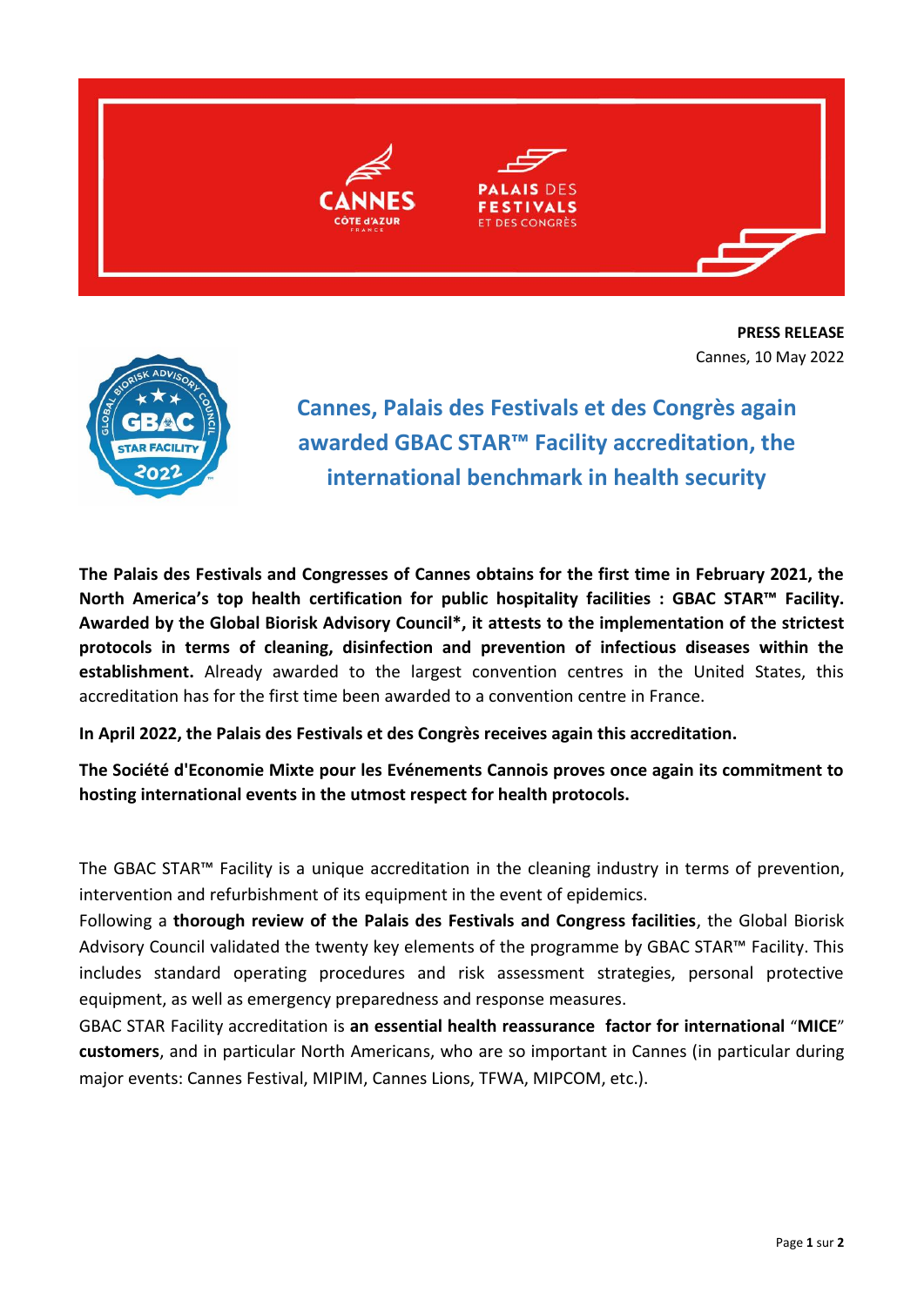**PRESS RELEASE**
Cannes, 10 May 2022

# Cannes, Palais des Festivals et des Congrès again awarded GBAC STAR™ Facility accreditation, the international benchmark in health security

**The Palais des Festivals and Congresses of Cannes obtains for the first time in February 2021, the North America's top health certification for public hospitality facilities : GBAC STAR™ Facility. Awarded by the Global Biorisk Advisory Council\*, it attests to the implementation of the strictest protocols in terms of cleaning, disinfection and prevention of infectious diseases within the establishment.** Already awarded to the largest convention centres in the United States, this accreditation has for the first time been awarded to a convention centre in France.

**In April 2022, the Palais des Festivals et des Congrès receives again this accreditation.**

**The Société d'Economie Mixte pour les Evénements Cannois proves once again its commitment to hosting international events in the utmost respect for health protocols.**

The GBAC STAR™ Facility is a unique accreditation in the cleaning industry in terms of prevention, intervention and refurbishment of its equipment in the event of epidemics.

Following a **thorough review of the Palais des Festivals and Congress facilities**, the Global Biorisk Advisory Council validated the twenty key elements of the programme by GBAC STAR™ Facility. This includes standard operating procedures and risk assessment strategies, personal protective equipment, as well as emergency preparedness and response measures.

GBAC STAR Facility accreditation is **an essential health reassurance factor for international "MICE" customers**, and in particular North Americans, who are so important in Cannes (in particular during major events: Cannes Festival, MIPIM, Cannes Lions, TFWA, MIPCOM, etc.).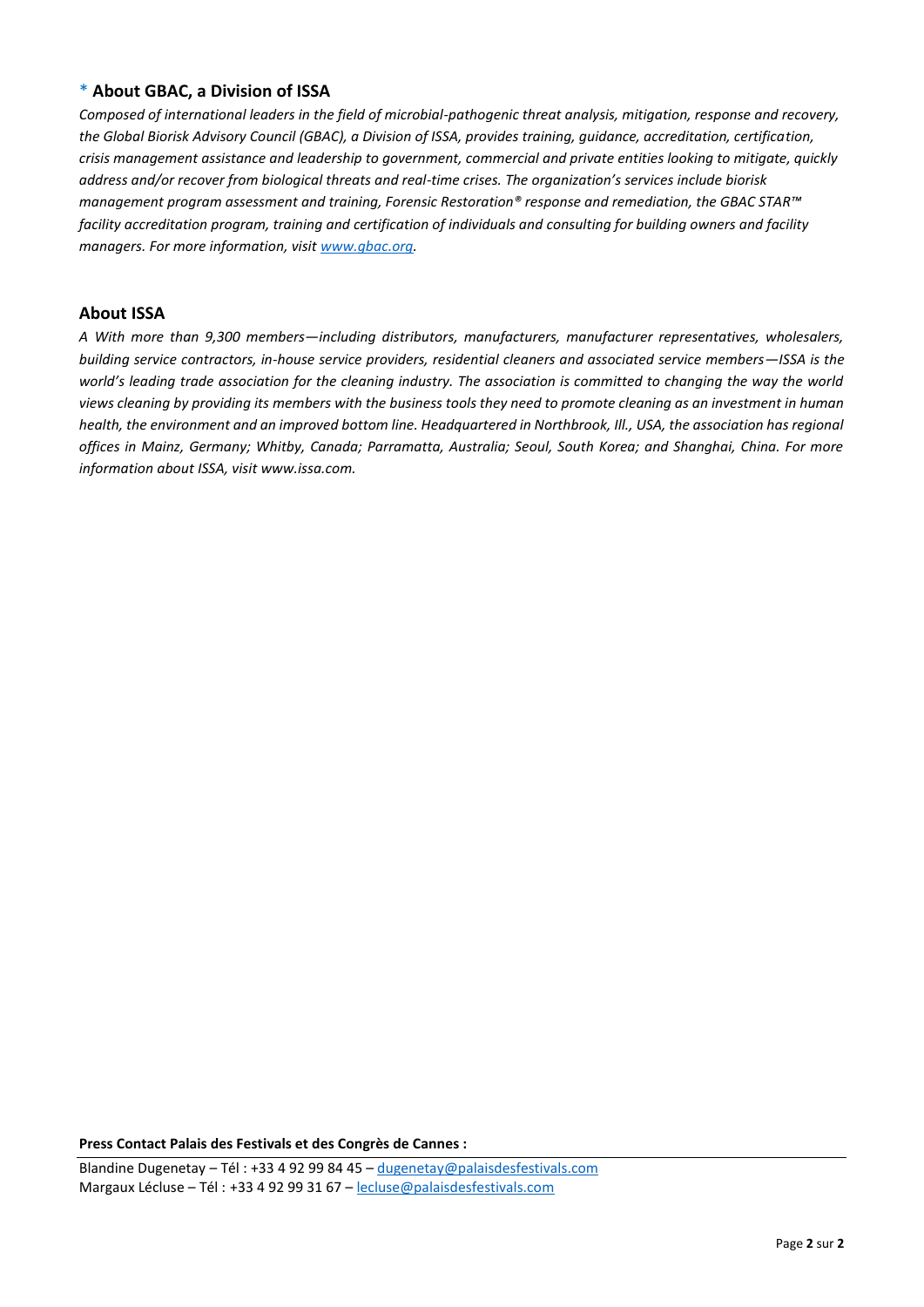## * About GBAC, a Division of ISSA

*Composed of international leaders in the field of microbial-pathogenic threat analysis, mitigation, response and recovery, the Global Biorisk Advisory Council (GBAC), a Division of ISSA, provides training, guidance, accreditation, certification, crisis management assistance and leadership to government, commercial and private entities looking to mitigate, quickly address and/or recover from biological threats and real-time crises. The organization's services include biorisk management program assessment and training, Forensic Restoration® response and remediation, the GBAC STAR™ facility accreditation program, training and certification of individuals and consulting for building owners and facility managers. For more information, visit [www.gbac.org](www.gbac.org).*

## About ISSA

*A With more than 9,300 members—including distributors, manufacturers, manufacturer representatives, wholesalers, building service contractors, in-house service providers, residential cleaners and associated service members—ISSA is the world's leading trade association for the cleaning industry. The association is committed to changing the way the world views cleaning by providing its members with the business tools they need to promote cleaning as an investment in human health, the environment and an improved bottom line. Headquartered in Northbrook, Ill., USA, the association has regional offices in Mainz, Germany; Whitby, Canada; Parramatta, Australia; Seoul, South Korea; and Shanghai, China. For more information about ISSA, visit www.issa.com.*

**Press Contact Palais des Festivals et des Congrès de Cannes :**

Blandine Dugenetay – Tél : +33 4 92 99 84 45 – [dugenetay@palaisdesfestivals.com](mailto:dugenetay@palaisdesfestivals.com)
Margaux Lécluse – Tél : +33 4 92 99 31 67 – [lecluse@palaisdesfestivals.com](mailto:lecluse@palaisdesfestivals.com)